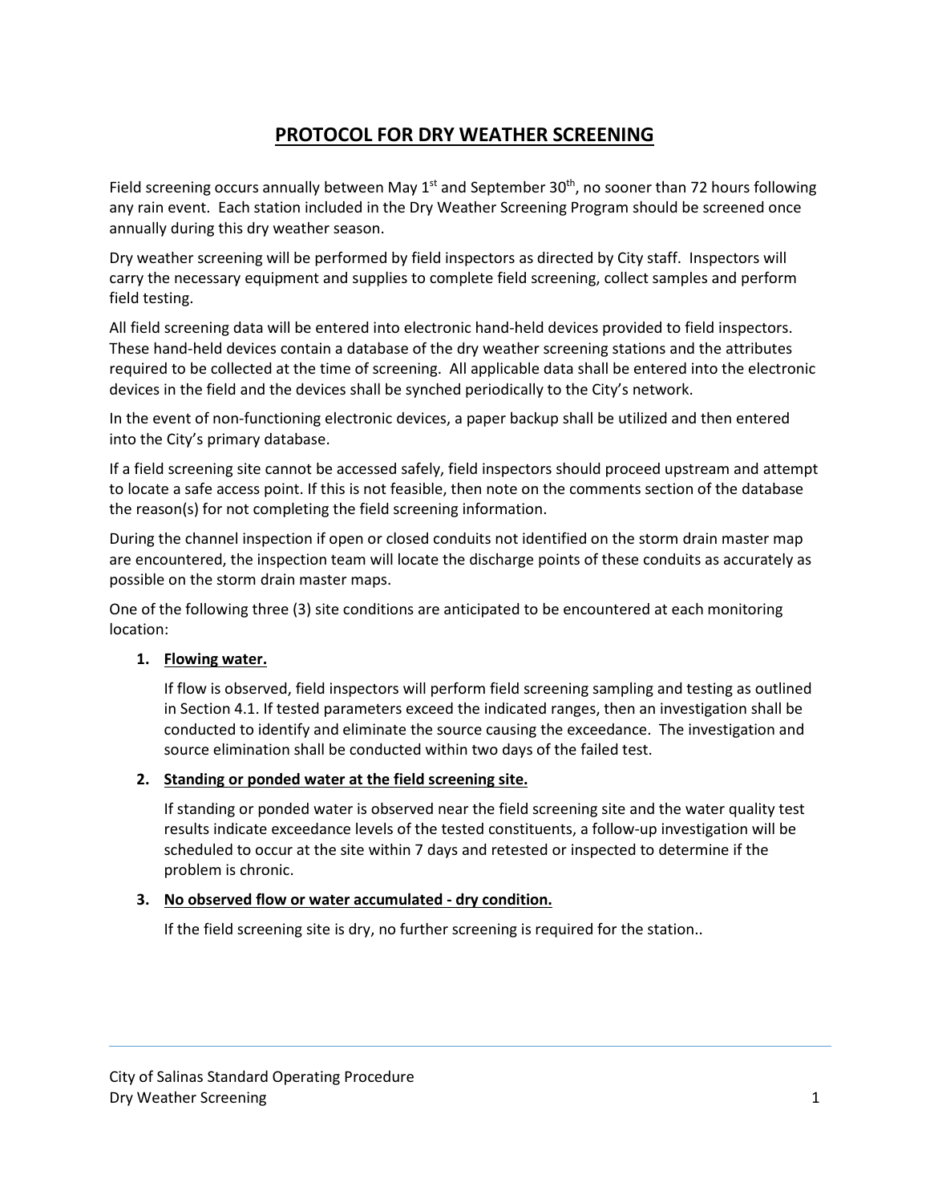# PROTOCOL FOR DRY WEATHER SCREENING

Field screening occurs annually between May 1st and September 30th, no sooner than 72 hours following any rain event. Each station included in the Dry Weather Screening Program should be screened once annually during this dry weather season.

Dry weather screening will be performed by field inspectors as directed by City staff. Inspectors will carry the necessary equipment and supplies to complete field screening, collect samples and perform field testing.

All field screening data will be entered into electronic hand-held devices provided to field inspectors. These hand-held devices contain a database of the dry weather screening stations and the attributes required to be collected at the time of screening. All applicable data shall be entered into the electronic devices in the field and the devices shall be synched periodically to the City's network.

In the event of non-functioning electronic devices, a paper backup shall be utilized and then entered into the City's primary database.

If a field screening site cannot be accessed safely, field inspectors should proceed upstream and attempt to locate a safe access point. If this is not feasible, then note on the comments section of the database the reason(s) for not completing the field screening information.

During the channel inspection if open or closed conduits not identified on the storm drain master map are encountered, the inspection team will locate the discharge points of these conduits as accurately as possible on the storm drain master maps.

One of the following three (3) site conditions are anticipated to be encountered at each monitoring location:

1. **<u>Flowing water.</u>**

   If flow is observed, field inspectors will perform field screening sampling and testing as outlined in Section 4.1. If tested parameters exceed the indicated ranges, then an investigation shall be conducted to identify and eliminate the source causing the exceedance. The investigation and source elimination shall be conducted within two days of the failed test.

2. **<u>Standing or ponded water at the field screening site.</u>**

   If standing or ponded water is observed near the field screening site and the water quality test results indicate exceedance levels of the tested constituents, a follow-up investigation will be scheduled to occur at the site within 7 days and retested or inspected to determine if the problem is chronic.

3. **<u>No observed flow or water accumulated - dry condition.</u>**

   If the field screening site is dry, no further screening is required for the station..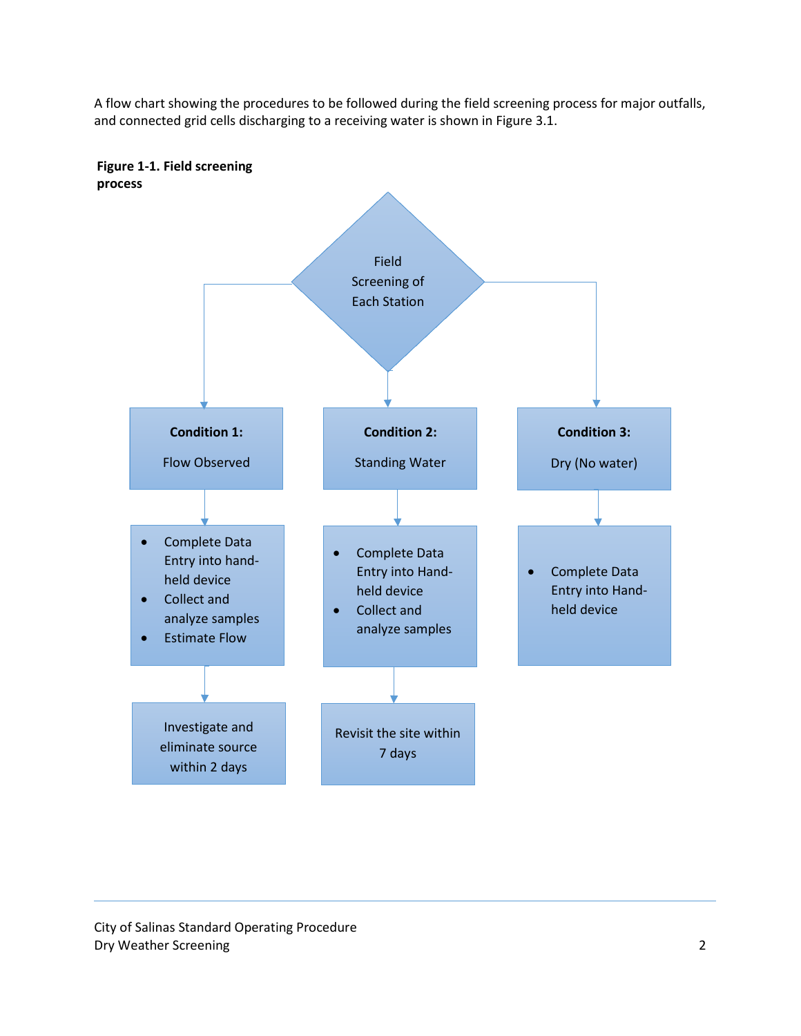A flow chart showing the procedures to be followed during the field screening process for major outfalls, and connected grid cells discharging to a receiving water is shown in Figure 3.1.

**Figure 1-1. Field screening process**

Field Screening of Each Station

**Condition 1:**

Flow Observed

- Complete Data Entry into hand-held device
- Collect and analyze samples
- Estimate Flow

Investigate and eliminate source within 2 days

**Condition 2:**

Standing Water

- Complete Data Entry into Hand-held device
- Collect and analyze samples

Revisit the site within 7 days

**Condition 3:**

Dry (No water)

- Complete Data Entry into Hand-held device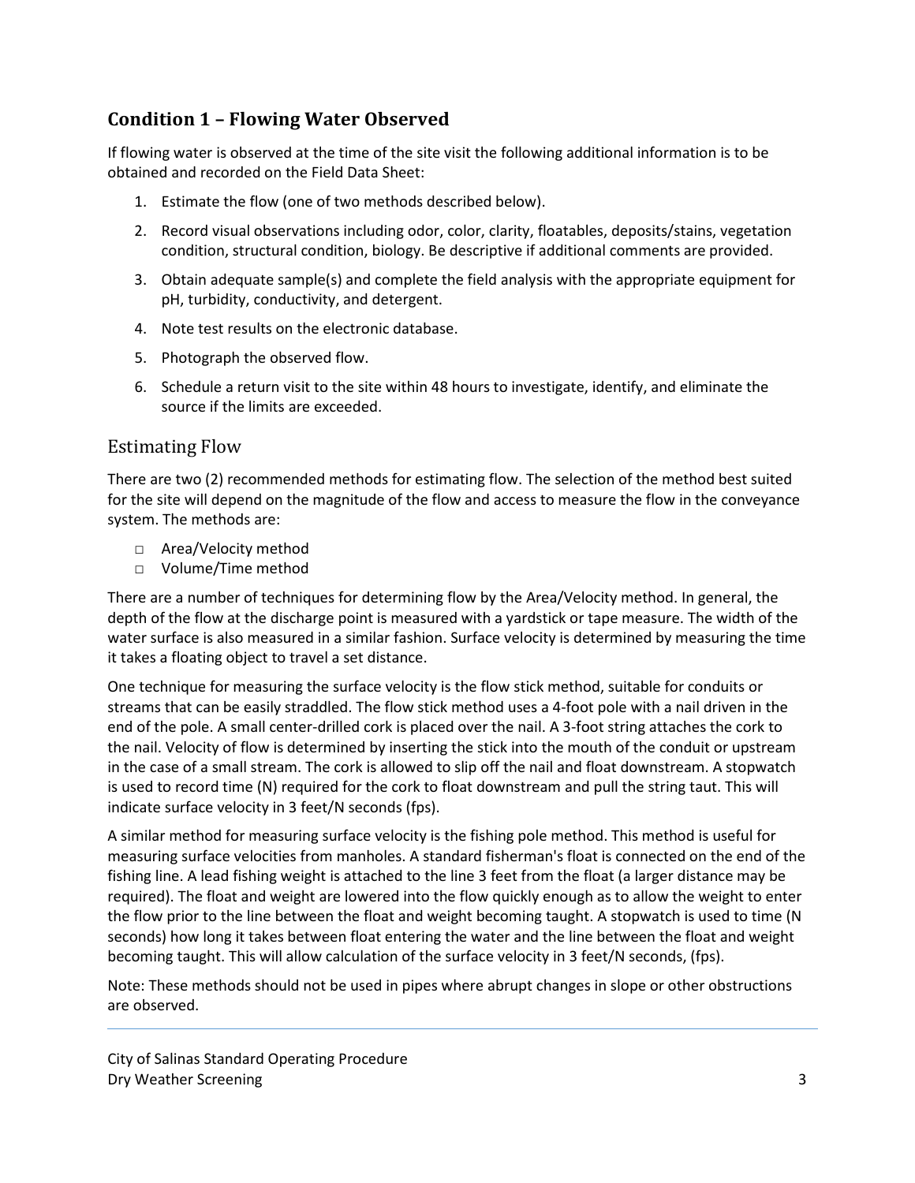## Condition 1 – Flowing Water Observed

If flowing water is observed at the time of the site visit the following additional information is to be obtained and recorded on the Field Data Sheet:

1. Estimate the flow (one of two methods described below).
2. Record visual observations including odor, color, clarity, floatables, deposits/stains, vegetation condition, structural condition, biology. Be descriptive if additional comments are provided.
3. Obtain adequate sample(s) and complete the field analysis with the appropriate equipment for pH, turbidity, conductivity, and detergent.
4. Note test results on the electronic database.
5. Photograph the observed flow.
6. Schedule a return visit to the site within 48 hours to investigate, identify, and eliminate the source if the limits are exceeded.

### Estimating Flow

There are two (2) recommended methods for estimating flow. The selection of the method best suited for the site will depend on the magnitude of the flow and access to measure the flow in the conveyance system. The methods are:

- Area/Velocity method
- Volume/Time method

There are a number of techniques for determining flow by the Area/Velocity method. In general, the depth of the flow at the discharge point is measured with a yardstick or tape measure. The width of the water surface is also measured in a similar fashion. Surface velocity is determined by measuring the time it takes a floating object to travel a set distance.

One technique for measuring the surface velocity is the flow stick method, suitable for conduits or streams that can be easily straddled. The flow stick method uses a 4-foot pole with a nail driven in the end of the pole. A small center-drilled cork is placed over the nail. A 3-foot string attaches the cork to the nail. Velocity of flow is determined by inserting the stick into the mouth of the conduit or upstream in the case of a small stream. The cork is allowed to slip off the nail and float downstream. A stopwatch is used to record time (N) required for the cork to float downstream and pull the string taut. This will indicate surface velocity in 3 feet/N seconds (fps).

A similar method for measuring surface velocity is the fishing pole method. This method is useful for measuring surface velocities from manholes. A standard fisherman's float is connected on the end of the fishing line. A lead fishing weight is attached to the line 3 feet from the float (a larger distance may be required). The float and weight are lowered into the flow quickly enough as to allow the weight to enter the flow prior to the line between the float and weight becoming taught. A stopwatch is used to time (N seconds) how long it takes between float entering the water and the line between the float and weight becoming taught. This will allow calculation of the surface velocity in 3 feet/N seconds, (fps).

Note: These methods should not be used in pipes where abrupt changes in slope or other obstructions are observed.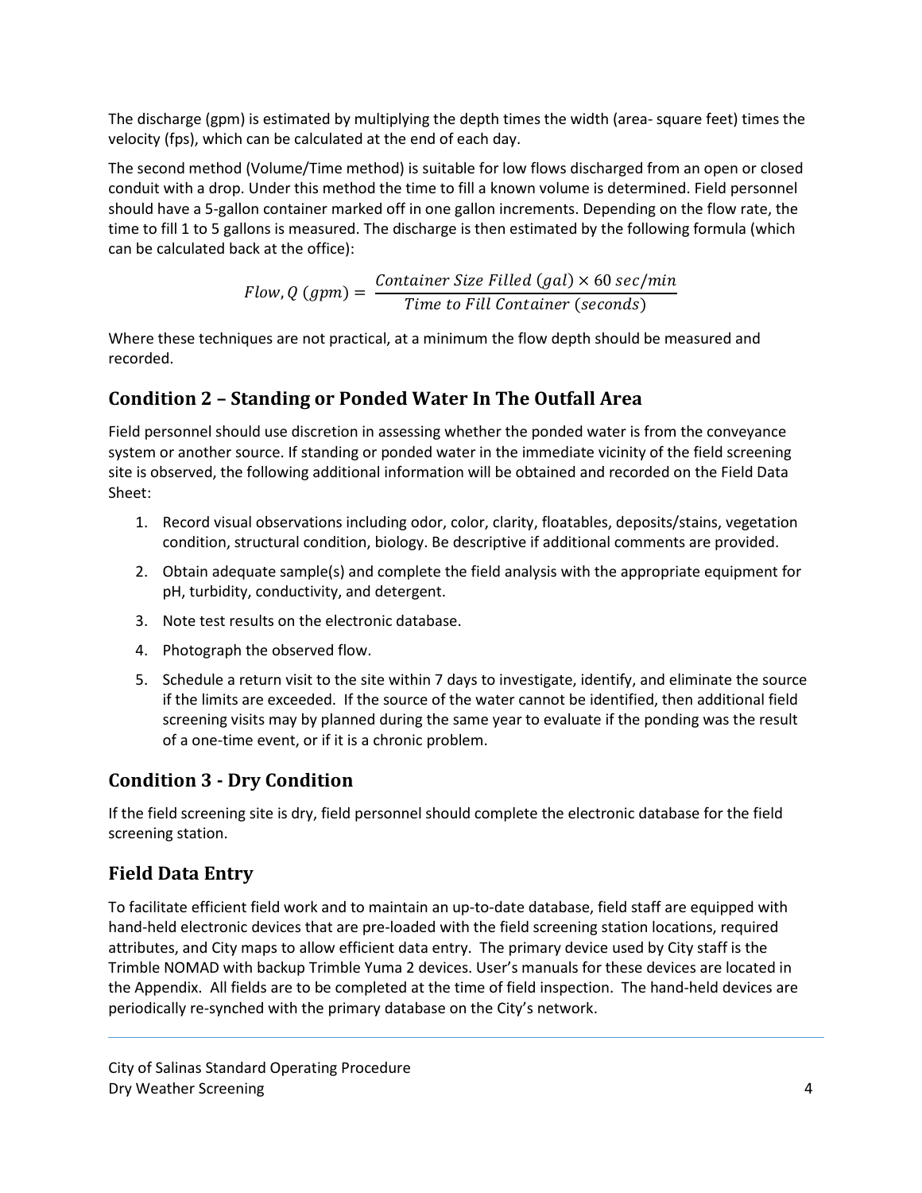The discharge (gpm) is estimated by multiplying the depth times the width (area- square feet) times the velocity (fps), which can be calculated at the end of each day.

The second method (Volume/Time method) is suitable for low flows discharged from an open or closed conduit with a drop. Under this method the time to fill a known volume is determined. Field personnel should have a 5-gallon container marked off in one gallon increments. Depending on the flow rate, the time to fill 1 to 5 gallons is measured. The discharge is then estimated by the following formula (which can be calculated back at the office):

$$Flow, Q\ (gpm) = \frac{Container\ Size\ Filled\ (gal) \times 60\ sec/min}{Time\ to\ Fill\ Container\ (seconds)}$$

Where these techniques are not practical, at a minimum the flow depth should be measured and recorded.

## Condition 2 – Standing or Ponded Water In The Outfall Area

Field personnel should use discretion in assessing whether the ponded water is from the conveyance system or another source. If standing or ponded water in the immediate vicinity of the field screening site is observed, the following additional information will be obtained and recorded on the Field Data Sheet:

1. Record visual observations including odor, color, clarity, floatables, deposits/stains, vegetation condition, structural condition, biology. Be descriptive if additional comments are provided.
2. Obtain adequate sample(s) and complete the field analysis with the appropriate equipment for pH, turbidity, conductivity, and detergent.
3. Note test results on the electronic database.
4. Photograph the observed flow.
5. Schedule a return visit to the site within 7 days to investigate, identify, and eliminate the source if the limits are exceeded. If the source of the water cannot be identified, then additional field screening visits may by planned during the same year to evaluate if the ponding was the result of a one-time event, or if it is a chronic problem.

## Condition 3 - Dry Condition

If the field screening site is dry, field personnel should complete the electronic database for the field screening station.

## Field Data Entry

To facilitate efficient field work and to maintain an up-to-date database, field staff are equipped with hand-held electronic devices that are pre-loaded with the field screening station locations, required attributes, and City maps to allow efficient data entry. The primary device used by City staff is the Trimble NOMAD with backup Trimble Yuma 2 devices. User's manuals for these devices are located in the Appendix. All fields are to be completed at the time of field inspection. The hand-held devices are periodically re-synched with the primary database on the City's network.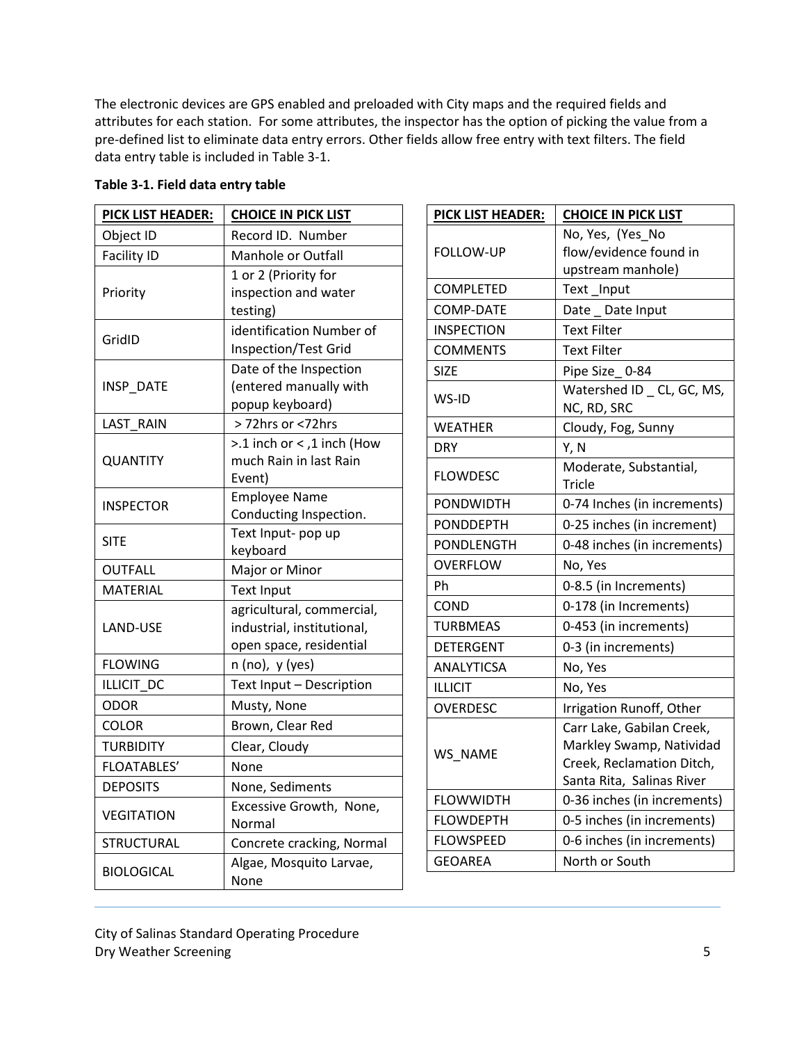The electronic devices are GPS enabled and preloaded with City maps and the required fields and attributes for each station. For some attributes, the inspector has the option of picking the value from a pre-defined list to eliminate data entry errors. Other fields allow free entry with text filters. The field data entry table is included in Table 3-1.

**Table 3-1. Field data entry table**

| PICK LIST HEADER: | CHOICE IN PICK LIST |
|---|---|
| Object ID | Record ID. Number |
| Facility ID | Manhole or Outfall |
| Priority | 1 or 2 (Priority for inspection and water testing) |
| GridID | identification Number of Inspection/Test Grid |
| INSP_DATE | Date of the Inspection (entered manually with popup keyboard) |
| LAST_RAIN | > 72hrs or <72hrs |
| QUANTITY | >.1 inch or < ,1 inch (How much Rain in last Rain Event) |
| INSPECTOR | Employee Name Conducting Inspection. |
| SITE | Text Input- pop up keyboard |
| OUTFALL | Major or Minor |
| MATERIAL | Text Input |
| LAND-USE | agricultural, commercial, industrial, institutional, open space, residential |
| FLOWING | n (no), y (yes) |
| ILLICIT_DC | Text Input – Description |
| ODOR | Musty, None |
| COLOR | Brown, Clear Red |
| TURBIDITY | Clear, Cloudy |
| FLOATABLES' | None |
| DEPOSITS | None, Sediments |
| VEGITATION | Excessive Growth, None, Normal |
| STRUCTURAL | Concrete cracking, Normal |
| BIOLOGICAL | Algae, Mosquito Larvae, None |
| FOLLOW-UP | No, Yes, (Yes_No flow/evidence found in upstream manhole) |
| COMPLETED | Text _Input |
| COMP-DATE | Date _ Date Input |
| INSPECTION | Text Filter |
| COMMENTS | Text Filter |
| SIZE | Pipe Size_ 0-84 |
| WS-ID | Watershed ID _ CL, GC, MS, NC, RD, SRC |
| WEATHER | Cloudy, Fog, Sunny |
| DRY | Y, N |
| FLOWDESC | Moderate, Substantial, Tricle |
| PONDWIDTH | 0-74 Inches (in increments) |
| PONDDEPTH | 0-25 inches (in increment) |
| PONDLENGTH | 0-48 inches (in increments) |
| OVERFLOW | No, Yes |
| Ph | 0-8.5 (in Increments) |
| COND | 0-178 (in Increments) |
| TURBMEAS | 0-453 (in increments) |
| DETERGENT | 0-3 (in increments) |
| ANALYTICSA | No, Yes |
| ILLICIT | No, Yes |
| OVERDESC | Irrigation Runoff, Other |
| WS_NAME | Carr Lake, Gabilan Creek, Markley Swamp, Natividad Creek, Reclamation Ditch, Santa Rita, Salinas River |
| FLOWWIDTH | 0-36 inches (in increments) |
| FLOWDEPTH | 0-5 inches (in increments) |
| FLOWSPEED | 0-6 inches (in increments) |
| GEOAREA | North or South |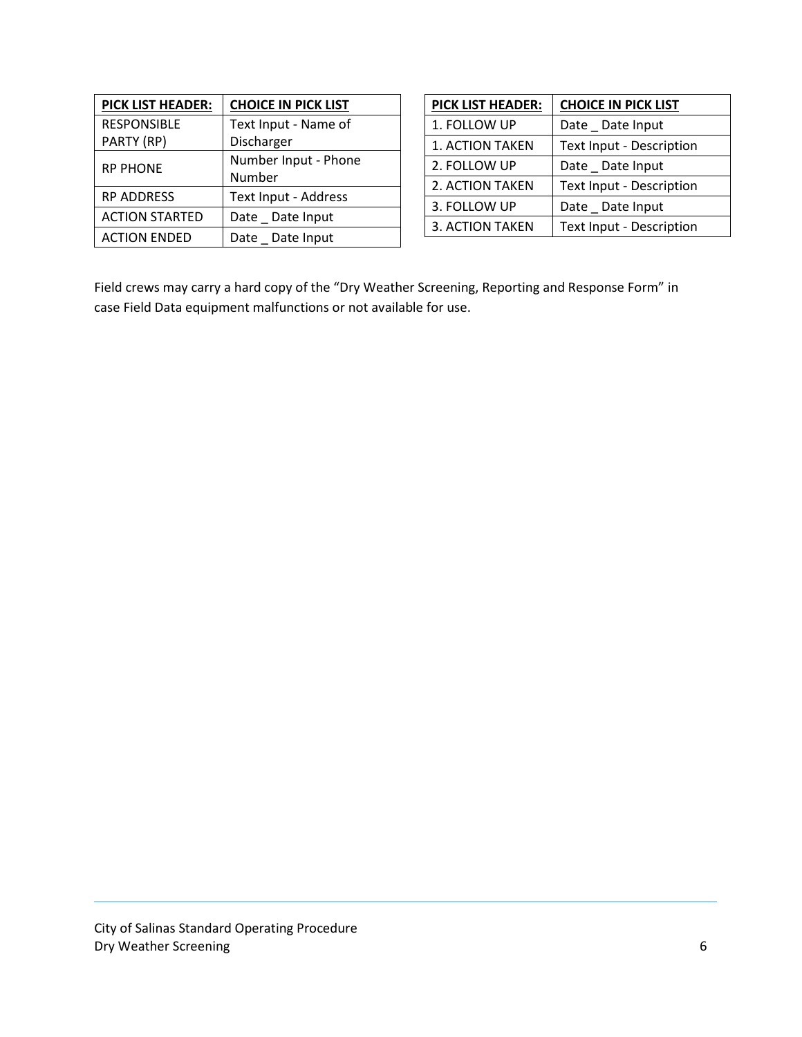| **PICK LIST HEADER:** | **CHOICE IN PICK LIST** |
|---|---|
| RESPONSIBLE PARTY (RP) | Text Input - Name of Discharger |
| RP PHONE | Number Input - Phone Number |
| RP ADDRESS | Text Input - Address |
| ACTION STARTED | Date _ Date Input |
| ACTION ENDED | Date _ Date Input |

| **PICK LIST HEADER:** | **CHOICE IN PICK LIST** |
|---|---|
| 1. FOLLOW UP | Date _ Date Input |
| 1. ACTION TAKEN | Text Input - Description |
| 2. FOLLOW UP | Date _ Date Input |
| 2. ACTION TAKEN | Text Input - Description |
| 3. FOLLOW UP | Date _ Date Input |
| 3. ACTION TAKEN | Text Input - Description |

Field crews may carry a hard copy of the "Dry Weather Screening, Reporting and Response Form" in case Field Data equipment malfunctions or not available for use.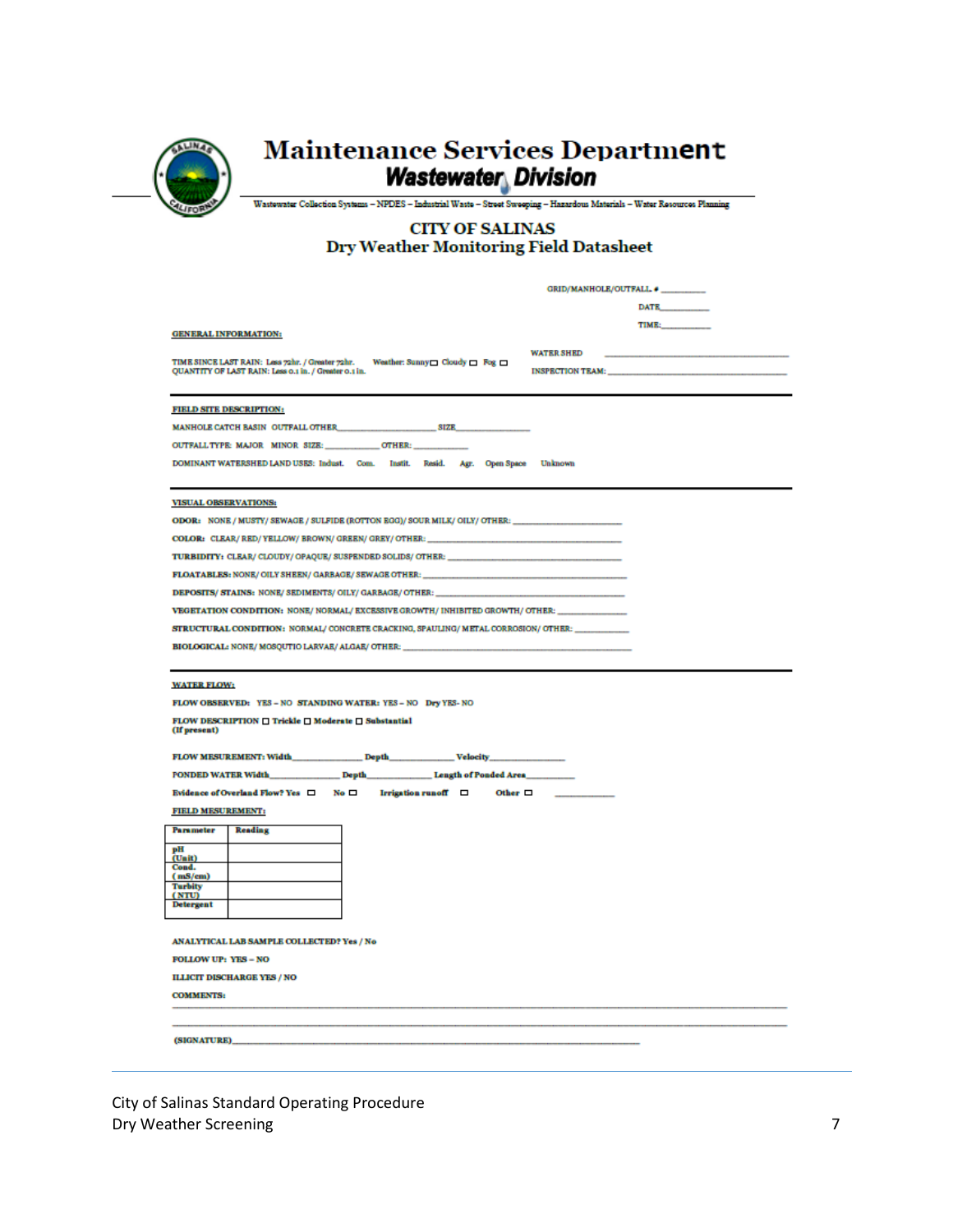# Maintenance Services Department
## *Wastewater Division*

Wastewater Collection Systems – NPDES – Industrial Waste – Street Sweeping – Hazardous Materials – Water Resources Planning

## CITY OF SALINAS
## Dry Weather Monitoring Field Datasheet

GRID/MANHOLE/OUTFALL # __________

DATE__________

TIME:__________

**GENERAL INFORMATION:**

TIME SINCE LAST RAIN: Less 72hr. / Greater 72hr. Weather: Sunny☐ Cloudy ☐ Fog ☐
QUANTITY OF LAST RAIN: Less 0.1 in. / Greater 0.1 in.

WATER SHED ______________________________

INSPECTION TEAM: ______________________________

**FIELD SITE DESCRIPTION:**

MANHOLE CATCH BASIN OUTFALL OTHER__________________ SIZE______________

OUTFALL TYPE: MAJOR MINOR SIZE: __________ OTHER: __________

DOMINANT WATERSHED LAND USES: Indust. Com. Instit. Resid. Agr. Open Space Unknown

**VISUAL OBSERVATIONS:**

**ODOR:** NONE / MUSTY/ SEWAGE / SULFIDE (ROTTON EGG)/ SOUR MILK/ OILY/ OTHER: ____________________

**COLOR:** CLEAR/ RED/ YELLOW/ BROWN/ GREEN/ GREY/ OTHER: ______________________________

**TURBIDITY:** CLEAR/ CLOUDY/ OPAQUE/ SUSPENDED SOLIDS/ OTHER: ____________________________

**FLOATABLES:** NONE/ OILY SHEEN/ GARBAGE/ SEWAGE OTHER: ______________________________

**DEPOSITS/ STAINS:** NONE/ SEDIMENTS/ OILY/ GARBAGE/ OTHER: ______________________________

**VEGETATION CONDITION:** NONE/ NORMAL/ EXCESSIVE GROWTH/ INHIBITED GROWTH/ OTHER: ____________

**STRUCTURAL CONDITION:** NORMAL/ CONCRETE CRACKING, SPAULING/ METAL CORROSION/ OTHER: __________

**BIOLOGICAL:** NONE/ MOSQUTIO LARVAE/ ALGAE/ OTHER: ______________________________

**WATER FLOW:**

**FLOW OBSERVED:** YES – NO **STANDING WATER:** YES – NO **Dry** YES- NO

**FLOW DESCRIPTION** ☐ **Trickle** ☐ **Moderate** ☐ **Substantial**
**(If present)**

**FLOW MESUREMENT: Width**____________ **Depth**____________ **Velocity**______________

**PONDED WATER Width**____________ **Depth**____________ **Length of Ponded Area**__________

**Evidence of Overland Flow? Yes** ☐ **No** ☐ **Irrigation runoff** ☐ **Other** ☐ __________

**FIELD MESUREMENT:**

| Parameter | Reading |
|---|---|
| pH (Unit) | |
| Cond. ( mS/cm) | |
| Turbity (NTU) | |
| Detergent | |

**ANALYTICAL LAB SAMPLE COLLECTED? Yes / No**

**FOLLOW UP: YES – NO**

**ILLICIT DISCHARGE YES / NO**

**COMMENTS:**

______________________________________________________________________

______________________________________________________________________

**(SIGNATURE)**______________________________________________

City of Salinas Standard Operating Procedure
Dry Weather Screening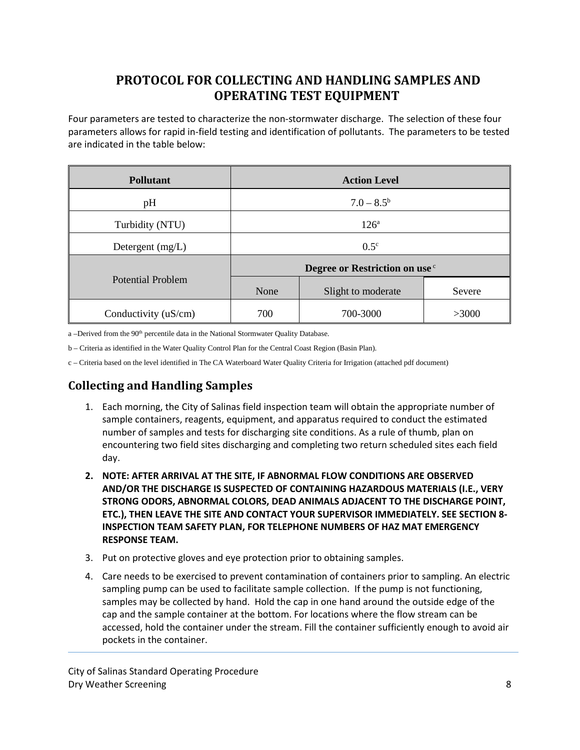## PROTOCOL FOR COLLECTING AND HANDLING SAMPLES AND OPERATING TEST EQUIPMENT

Four parameters are tested to characterize the non-stormwater discharge. The selection of these four parameters allows for rapid in-field testing and identification of pollutants. The parameters to be tested are indicated in the table below:

| Pollutant | Action Level | | |
|---|---|---|---|
| pH | 7.0 – 8.5[b] | | |
| Turbidity (NTU) | 126[a] | | |
| Detergent (mg/L) | 0.5[c] | | |
| Potential Problem | Degree or Restriction on use[c] | | |
| | None | Slight to moderate | Severe |
| Conductivity (uS/cm) | 700 | 700-3000 | >3000 |

a –Derived from the 90th percentile data in the National Stormwater Quality Database.

b – Criteria as identified in the Water Quality Control Plan for the Central Coast Region (Basin Plan).

c – Criteria based on the level identified in The CA Waterboard Water Quality Criteria for Irrigation (attached pdf document)

### Collecting and Handling Samples

1. Each morning, the City of Salinas field inspection team will obtain the appropriate number of sample containers, reagents, equipment, and apparatus required to conduct the estimated number of samples and tests for discharging site conditions. As a rule of thumb, plan on encountering two field sites discharging and completing two return scheduled sites each field day.
2. **NOTE: AFTER ARRIVAL AT THE SITE, IF ABNORMAL FLOW CONDITIONS ARE OBSERVED AND/OR THE DISCHARGE IS SUSPECTED OF CONTAINING HAZARDOUS MATERIALS (I.E., VERY STRONG ODORS, ABNORMAL COLORS, DEAD ANIMALS ADJACENT TO THE DISCHARGE POINT, ETC.), THEN LEAVE THE SITE AND CONTACT YOUR SUPERVISOR IMMEDIATELY. SEE SECTION 8-INSPECTION TEAM SAFETY PLAN, FOR TELEPHONE NUMBERS OF HAZ MAT EMERGENCY RESPONSE TEAM.**
3. Put on protective gloves and eye protection prior to obtaining samples.
4. Care needs to be exercised to prevent contamination of containers prior to sampling. An electric sampling pump can be used to facilitate sample collection. If the pump is not functioning, samples may be collected by hand. Hold the cap in one hand around the outside edge of the cap and the sample container at the bottom. For locations where the flow stream can be accessed, hold the container under the stream. Fill the container sufficiently enough to avoid air pockets in the container.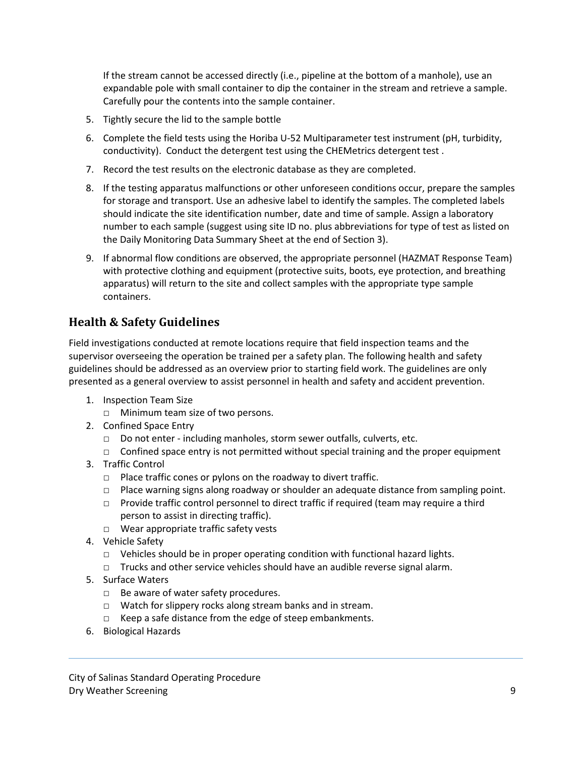If the stream cannot be accessed directly (i.e., pipeline at the bottom of a manhole), use an expandable pole with small container to dip the container in the stream and retrieve a sample. Carefully pour the contents into the sample container.

5. Tightly secure the lid to the sample bottle
6. Complete the field tests using the Horiba U-52 Multiparameter test instrument (pH, turbidity, conductivity). Conduct the detergent test using the CHEMetrics detergent test .
7. Record the test results on the electronic database as they are completed.
8. If the testing apparatus malfunctions or other unforeseen conditions occur, prepare the samples for storage and transport. Use an adhesive label to identify the samples. The completed labels should indicate the site identification number, date and time of sample. Assign a laboratory number to each sample (suggest using site ID no. plus abbreviations for type of test as listed on the Daily Monitoring Data Summary Sheet at the end of Section 3).
9. If abnormal flow conditions are observed, the appropriate personnel (HAZMAT Response Team) with protective clothing and equipment (protective suits, boots, eye protection, and breathing apparatus) will return to the site and collect samples with the appropriate type sample containers.

## Health & Safety Guidelines

Field investigations conducted at remote locations require that field inspection teams and the supervisor overseeing the operation be trained per a safety plan. The following health and safety guidelines should be addressed as an overview prior to starting field work. The guidelines are only presented as a general overview to assist personnel in health and safety and accident prevention.

1. Inspection Team Size
   - Minimum team size of two persons.
2. Confined Space Entry
   - Do not enter - including manholes, storm sewer outfalls, culverts, etc.
   - Confined space entry is not permitted without special training and the proper equipment
3. Traffic Control
   - Place traffic cones or pylons on the roadway to divert traffic.
   - Place warning signs along roadway or shoulder an adequate distance from sampling point.
   - Provide traffic control personnel to direct traffic if required (team may require a third person to assist in directing traffic).
   - Wear appropriate traffic safety vests
4. Vehicle Safety
   - Vehicles should be in proper operating condition with functional hazard lights.
   - Trucks and other service vehicles should have an audible reverse signal alarm.
5. Surface Waters
   - Be aware of water safety procedures.
   - Watch for slippery rocks along stream banks and in stream.
   - Keep a safe distance from the edge of steep embankments.
6. Biological Hazards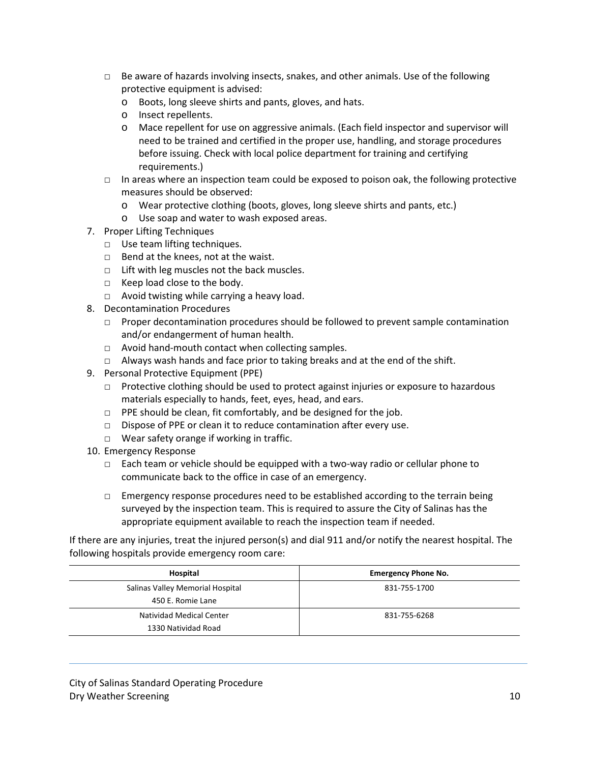- Be aware of hazards involving insects, snakes, and other animals. Use of the following protective equipment is advised:
  - Boots, long sleeve shirts and pants, gloves, and hats.
  - Insect repellents.
  - Mace repellent for use on aggressive animals. (Each field inspector and supervisor will need to be trained and certified in the proper use, handling, and storage procedures before issuing. Check with local police department for training and certifying requirements.)
- In areas where an inspection team could be exposed to poison oak, the following protective measures should be observed:
  - Wear protective clothing (boots, gloves, long sleeve shirts and pants, etc.)
  - Use soap and water to wash exposed areas.

7. Proper Lifting Techniques
   - Use team lifting techniques.
   - Bend at the knees, not at the waist.
   - Lift with leg muscles not the back muscles.
   - Keep load close to the body.
   - Avoid twisting while carrying a heavy load.
8. Decontamination Procedures
   - Proper decontamination procedures should be followed to prevent sample contamination and/or endangerment of human health.
   - Avoid hand-mouth contact when collecting samples.
   - Always wash hands and face prior to taking breaks and at the end of the shift.
9. Personal Protective Equipment (PPE)
   - Protective clothing should be used to protect against injuries or exposure to hazardous materials especially to hands, feet, eyes, head, and ears.
   - PPE should be clean, fit comfortably, and be designed for the job.
   - Dispose of PPE or clean it to reduce contamination after every use.
   - Wear safety orange if working in traffic.
10. Emergency Response
    - Each team or vehicle should be equipped with a two-way radio or cellular phone to communicate back to the office in case of an emergency.
    - Emergency response procedures need to be established according to the terrain being surveyed by the inspection team. This is required to assure the City of Salinas has the appropriate equipment available to reach the inspection team if needed.

If there are any injuries, treat the injured person(s) and dial 911 and/or notify the nearest hospital. The following hospitals provide emergency room care:

| Hospital | Emergency Phone No. |
|---|---|
| Salinas Valley Memorial Hospital<br>450 E. Romie Lane | 831-755-1700 |
| Natividad Medical Center<br>1330 Natividad Road | 831-755-6268 |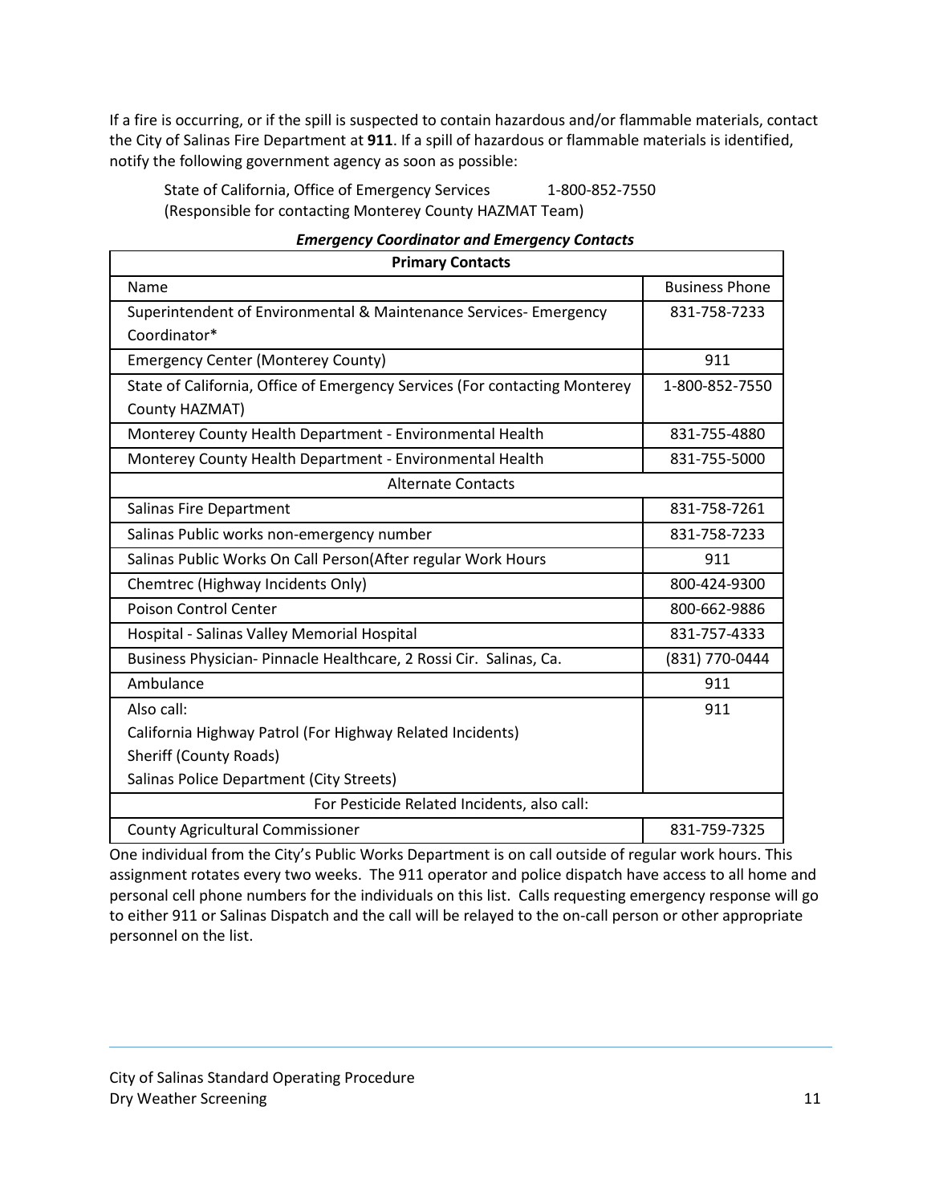If a fire is occurring, or if the spill is suspected to contain hazardous and/or flammable materials, contact the City of Salinas Fire Department at **911**. If a spill of hazardous or flammable materials is identified, notify the following government agency as soon as possible:

State of California, Office of Emergency Services 1-800-852-7550
(Responsible for contacting Monterey County HAZMAT Team)

***Emergency Coordinator and Emergency Contacts***

| **Primary Contacts** | |
|---|---|
| Name | Business Phone |
| Superintendent of Environmental & Maintenance Services- Emergency Coordinator* | 831-758-7233 |
| Emergency Center (Monterey County) | 911 |
| State of California, Office of Emergency Services (For contacting Monterey County HAZMAT) | 1-800-852-7550 |
| Monterey County Health Department - Environmental Health | 831-755-4880 |
| Monterey County Health Department - Environmental Health | 831-755-5000 |
| Alternate Contacts | |
| Salinas Fire Department | 831-758-7261 |
| Salinas Public works non-emergency number | 831-758-7233 |
| Salinas Public Works On Call Person(After regular Work Hours | 911 |
| Chemtrec (Highway Incidents Only) | 800-424-9300 |
| Poison Control Center | 800-662-9886 |
| Hospital - Salinas Valley Memorial Hospital | 831-757-4333 |
| Business Physician- Pinnacle Healthcare, 2 Rossi Cir. Salinas, Ca. | (831) 770-0444 |
| Ambulance | 911 |
| Also call:<br>California Highway Patrol (For Highway Related Incidents)<br>Sheriff (County Roads)<br>Salinas Police Department (City Streets) | 911 |
| For Pesticide Related Incidents, also call: | |
| County Agricultural Commissioner | 831-759-7325 |

One individual from the City's Public Works Department is on call outside of regular work hours. This assignment rotates every two weeks. The 911 operator and police dispatch have access to all home and personal cell phone numbers for the individuals on this list. Calls requesting emergency response will go to either 911 or Salinas Dispatch and the call will be relayed to the on-call person or other appropriate personnel on the list.